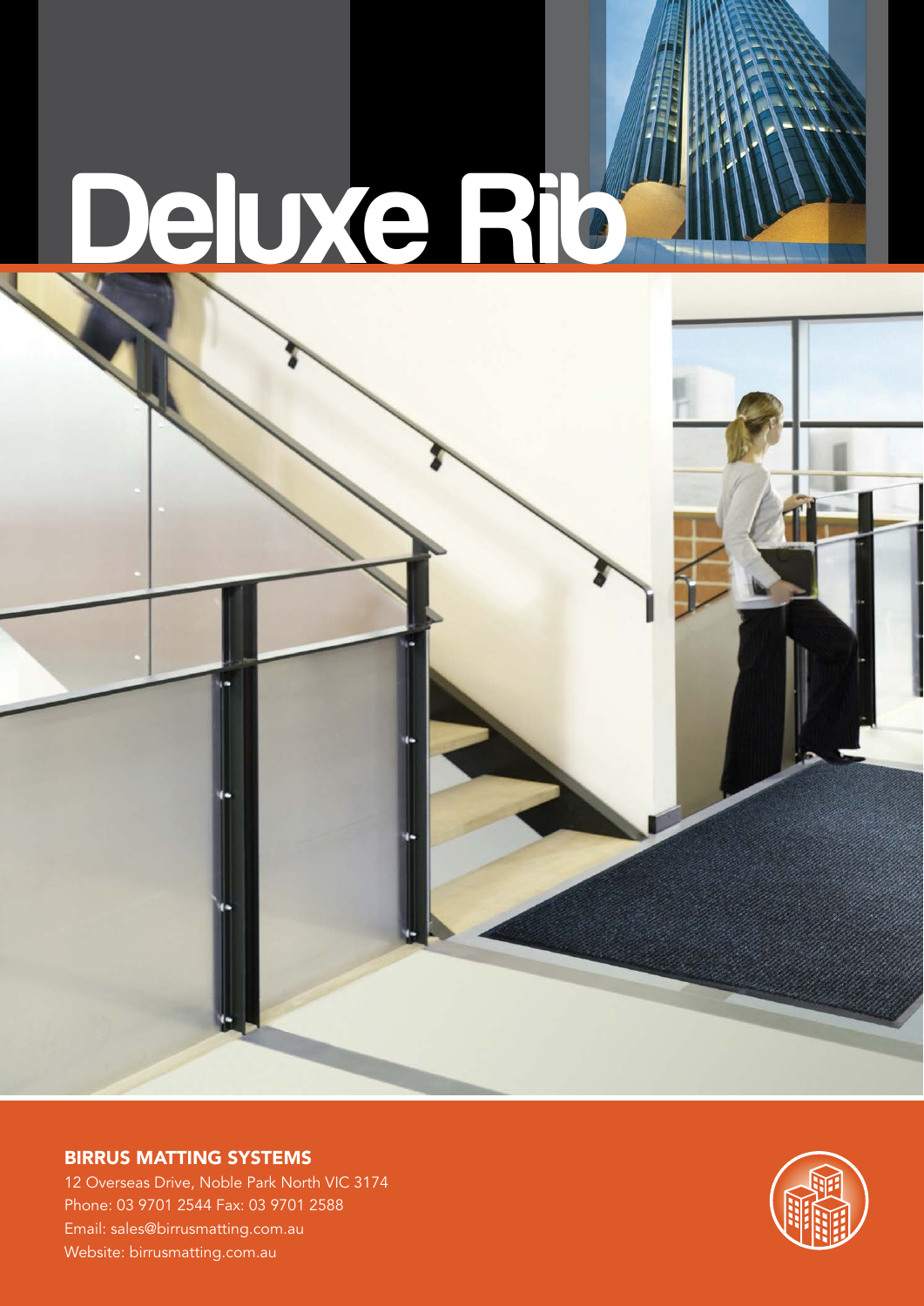# Deluxe Rib

## BIRRUS MATTING SYSTEMS

12 Overseas Drive, Noble Park North VIC 3174
Phone: 03 9701 2544 Fax: 03 9701 2588
Email: sales@birrusmatting.com.au
Website: birrusmatting.com.au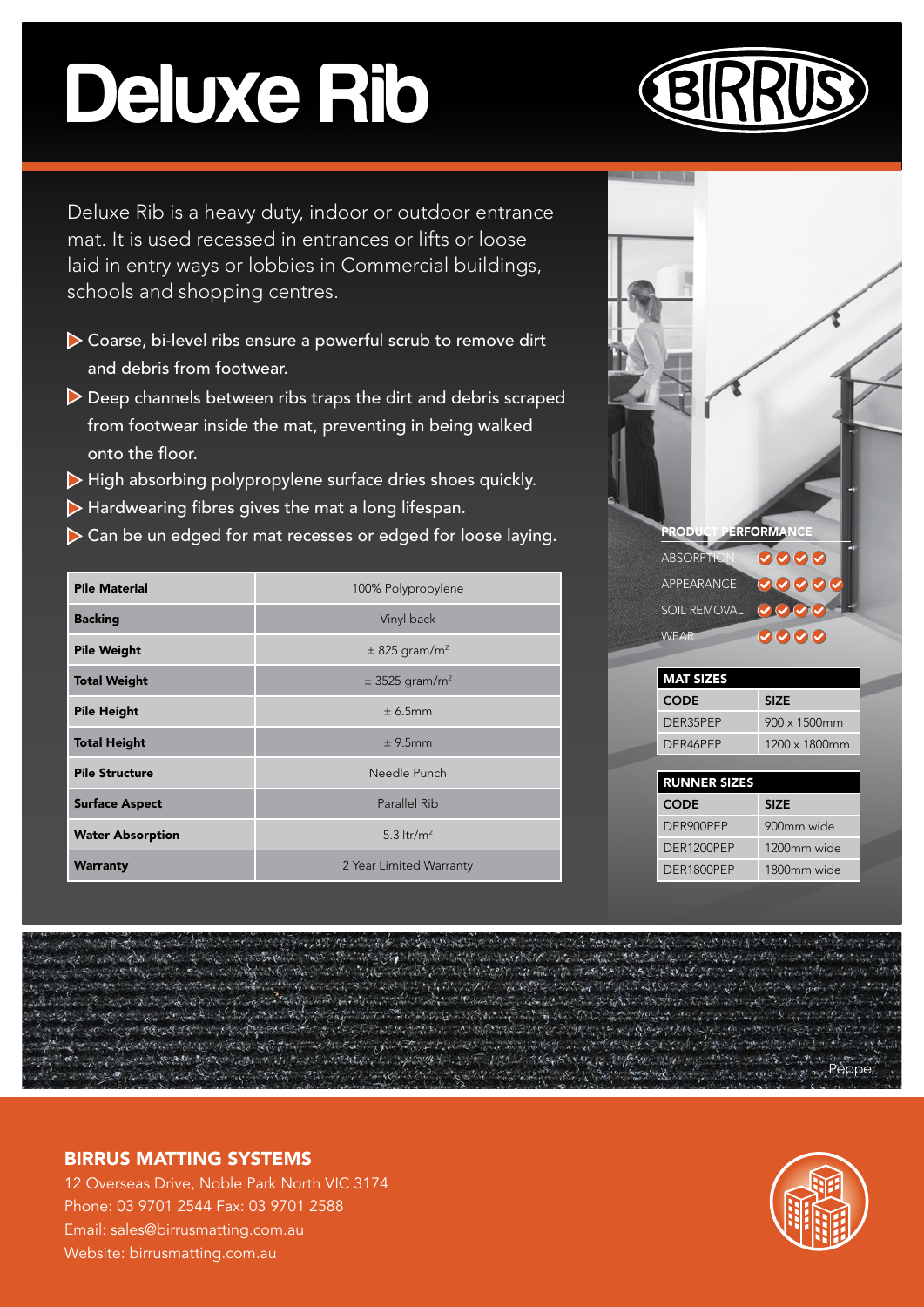# Deluxe Rib

BIRRUS

Deluxe Rib is a heavy duty, indoor or outdoor entrance mat. It is used recessed in entrances or lifts or loose laid in entry ways or lobbies in Commercial buildings, schools and shopping centres.

- Coarse, bi-level ribs ensure a powerful scrub to remove dirt and debris from footwear.
- Deep channels between ribs traps the dirt and debris scraped from footwear inside the mat, preventing in being walked onto the floor.
- High absorbing polypropylene surface dries shoes quickly.
- Hardwearing fibres gives the mat a long lifespan.
- Can be un edged for mat recesses or edged for loose laying.

| | |
|---|---|
| **Pile Material** | 100% Polypropylene |
| **Backing** | Vinyl back |
| **Pile Weight** | ± 825 gram/m² |
| **Total Weight** | ± 3525 gram/m² |
| **Pile Height** | ± 6.5mm |
| **Total Height** | ± 9.5mm |
| **Pile Structure** | Needle Punch |
| **Surface Aspect** | Parallel Rib |
| **Water Absorption** | 5.3 ltr/m² |
| **Warranty** | 2 Year Limited Warranty |

**PRODUCT PERFORMANCE**

| | |
|---|---|
| ABSORPTION | ✓✓✓✓ |
| APPEARANCE | ✓✓✓✓✓ |
| SOIL REMOVAL | ✓✓✓✓ |
| WEAR | ✓✓✓✓ |

**MAT SIZES**

| CODE | SIZE |
|---|---|
| DER35PEP | 900 x 1500mm |
| DER46PEP | 1200 x 1800mm |

**RUNNER SIZES**

| CODE | SIZE |
|---|---|
| DER900PEP | 900mm wide |
| DER1200PEP | 1200mm wide |
| DER1800PEP | 1800mm wide |

Pepper

## BIRRUS MATTING SYSTEMS

12 Overseas Drive, Noble Park North VIC 3174
Phone: 03 9701 2544 Fax: 03 9701 2588
Email: sales@birrusmatting.com.au
Website: birrusmatting.com.au